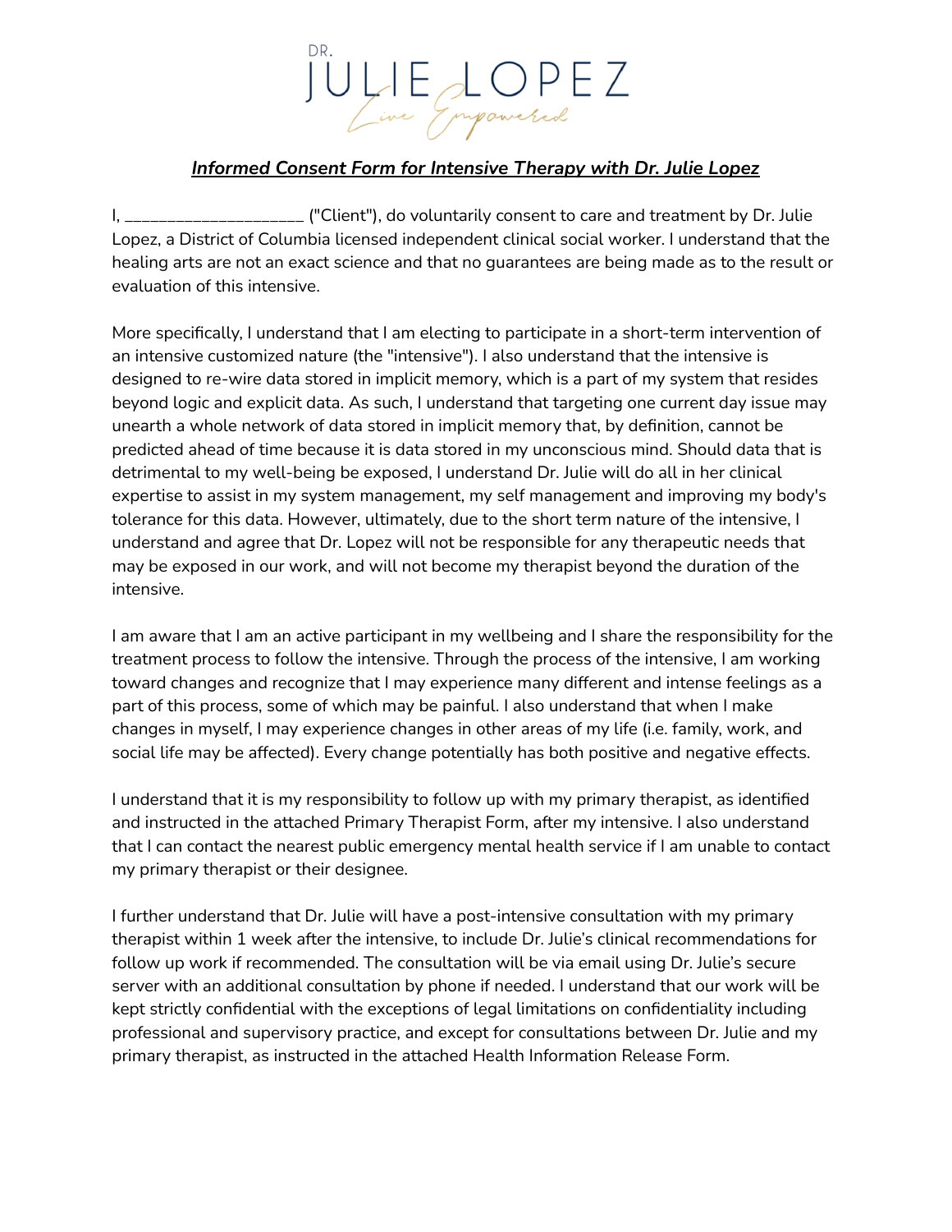DR. JULIE LOPEZ

*Live Empowered*

## ***Informed Consent Form for Intensive Therapy with Dr. Julie Lopez***

I, ____________________ ("Client"), do voluntarily consent to care and treatment by Dr. Julie Lopez, a District of Columbia licensed independent clinical social worker. I understand that the healing arts are not an exact science and that no guarantees are being made as to the result or evaluation of this intensive.

More specifically, I understand that I am electing to participate in a short-term intervention of an intensive customized nature (the "intensive"). I also understand that the intensive is designed to re-wire data stored in implicit memory, which is a part of my system that resides beyond logic and explicit data. As such, I understand that targeting one current day issue may unearth a whole network of data stored in implicit memory that, by definition, cannot be predicted ahead of time because it is data stored in my unconscious mind. Should data that is detrimental to my well-being be exposed, I understand Dr. Julie will do all in her clinical expertise to assist in my system management, my self management and improving my body's tolerance for this data. However, ultimately, due to the short term nature of the intensive, I understand and agree that Dr. Lopez will not be responsible for any therapeutic needs that may be exposed in our work, and will not become my therapist beyond the duration of the intensive.

I am aware that I am an active participant in my wellbeing and I share the responsibility for the treatment process to follow the intensive. Through the process of the intensive, I am working toward changes and recognize that I may experience many different and intense feelings as a part of this process, some of which may be painful. I also understand that when I make changes in myself, I may experience changes in other areas of my life (i.e. family, work, and social life may be affected). Every change potentially has both positive and negative effects.

I understand that it is my responsibility to follow up with my primary therapist, as identified and instructed in the attached Primary Therapist Form, after my intensive. I also understand that I can contact the nearest public emergency mental health service if I am unable to contact my primary therapist or their designee.

I further understand that Dr. Julie will have a post-intensive consultation with my primary therapist within 1 week after the intensive, to include Dr. Julie's clinical recommendations for follow up work if recommended. The consultation will be via email using Dr. Julie's secure server with an additional consultation by phone if needed. I understand that our work will be kept strictly confidential with the exceptions of legal limitations on confidentiality including professional and supervisory practice, and except for consultations between Dr. Julie and my primary therapist, as instructed in the attached Health Information Release Form.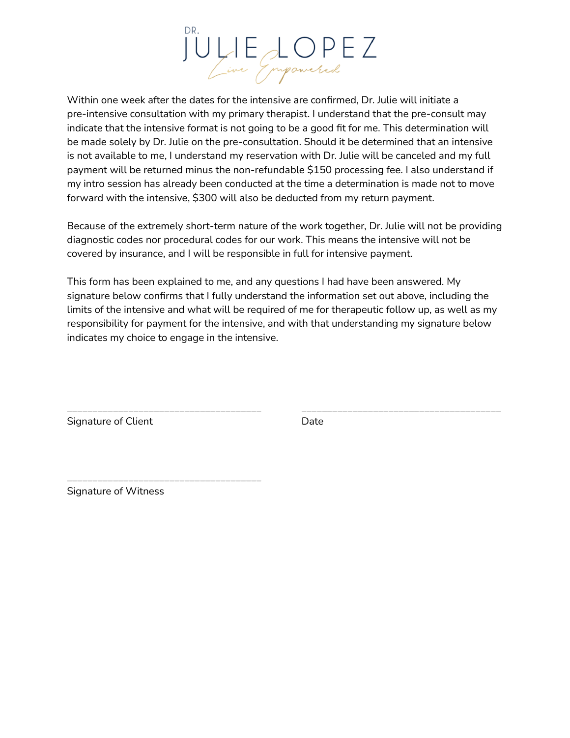Within one week after the dates for the intensive are confirmed, Dr. Julie will initiate a pre-intensive consultation with my primary therapist. I understand that the pre-consult may indicate that the intensive format is not going to be a good fit for me. This determination will be made solely by Dr. Julie on the pre-consultation. Should it be determined that an intensive is not available to me, I understand my reservation with Dr. Julie will be canceled and my full payment will be returned minus the non-refundable $150 processing fee. I also understand if my intro session has already been conducted at the time a determination is made not to move forward with the intensive, $300 will also be deducted from my return payment.

Because of the extremely short-term nature of the work together, Dr. Julie will not be providing diagnostic codes nor procedural codes for our work. This means the intensive will not be covered by insurance, and I will be responsible in full for intensive payment.

This form has been explained to me, and any questions I had have been answered. My signature below confirms that I fully understand the information set out above, including the limits of the intensive and what will be required of me for therapeutic follow up, as well as my responsibility for payment for the intensive, and with that understanding my signature below indicates my choice to engage in the intensive.

_____________________________________ _____________________________________

Signature of Client Date

_____________________________________

Signature of Witness